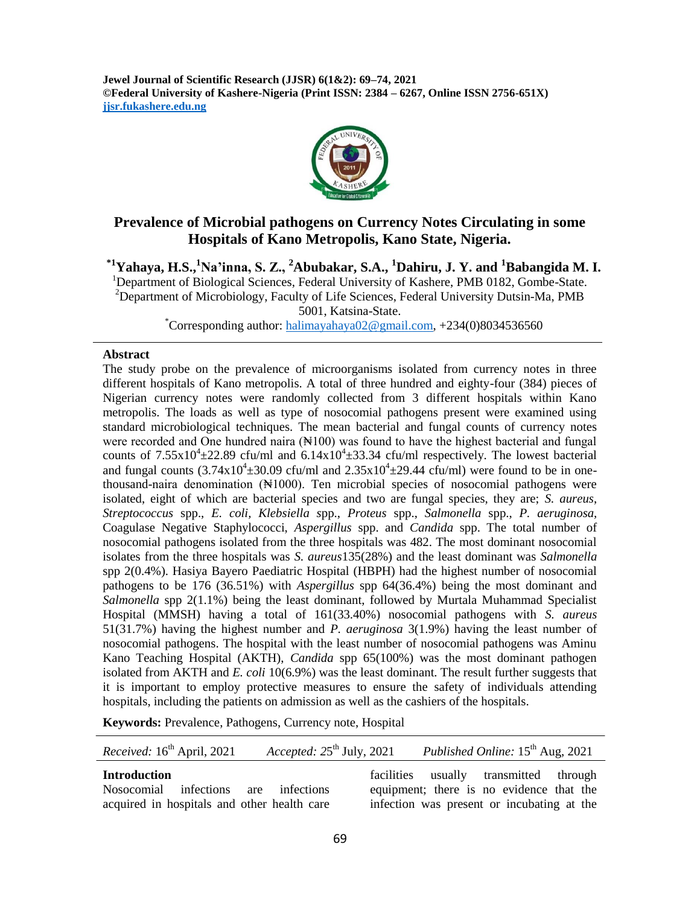**Jewel Journal of Scientific Research (JJSR) 6(1&2): 69–74, 2021**
**©Federal University of Kashere-Nigeria (Print ISSN: 2384 – 6267, Online ISSN 2756-651X)**
**jjsr.fukashere.edu.ng**

# Prevalence of Microbial pathogens on Currency Notes Circulating in some Hospitals of Kano Metropolis, Kano State, Nigeria.

**[*1]Yahaya, H.S., [1]Na'inna, S. Z., [2]Abubakar, S.A., [1]Dahiru, J. Y. and [1]Babangida M. I.**

[1]Department of Biological Sciences, Federal University of Kashere, PMB 0182, Gombe-State.
[2]Department of Microbiology, Faculty of Life Sciences, Federal University Dutsin-Ma, PMB 5001, Katsina-State.
[*]Corresponding author: halimayahaya02@gmail.com, +234(0)8034536560

## Abstract

The study probe on the prevalence of microorganisms isolated from currency notes in three different hospitals of Kano metropolis. A total of three hundred and eighty-four (384) pieces of Nigerian currency notes were randomly collected from 3 different hospitals within Kano metropolis. The loads as well as type of nosocomial pathogens present were examined using standard microbiological techniques. The mean bacterial and fungal counts of currency notes were recorded and One hundred naira (₦100) was found to have the highest bacterial and fungal counts of $7.55\text{x}10^4 \pm 22.89$ cfu/ml and $6.14\text{x}10^4 \pm 33.34$ cfu/ml respectively. The lowest bacterial and fungal counts ($3.74\text{x}10^4 \pm 30.09$ cfu/ml and $2.35\text{x}10^4 \pm 29.44$ cfu/ml) were found to be in one-thousand-naira denomination (₦1000). Ten microbial species of nosocomial pathogens were isolated, eight of which are bacterial species and two are fungal species, they are; *S. aureus*, *Streptococcus* spp., *E. coli*, *Klebsiella* spp., *Proteus* spp., *Salmonella* spp., *P. aeruginosa*, Coagulase Negative Staphylococci, *Aspergillus* spp. and *Candida* spp. The total number of nosocomial pathogens isolated from the three hospitals was 482. The most dominant nosocomial isolates from the three hospitals was *S. aureus*135(28%) and the least dominant was *Salmonella* spp 2(0.4%). Hasiya Bayero Paediatric Hospital (HBPH) had the highest number of nosocomial pathogens to be 176 (36.51%) with *Aspergillus* spp 64(36.4%) being the most dominant and *Salmonella* spp 2(1.1%) being the least dominant, followed by Murtala Muhammad Specialist Hospital (MMSH) having a total of 161(33.40%) nosocomial pathogens with *S. aureus* 51(31.7%) having the highest number and *P. aeruginosa* 3(1.9%) having the least number of nosocomial pathogens. The hospital with the least number of nosocomial pathogens was Aminu Kano Teaching Hospital (AKTH), *Candida* spp 65(100%) was the most dominant pathogen isolated from AKTH and *E. coli* 10(6.9%) was the least dominant. The result further suggests that it is important to employ protective measures to ensure the safety of individuals attending hospitals, including the patients on admission as well as the cashiers of the hospitals.

**Keywords:** Prevalence, Pathogens, Currency note, Hospital

*Received:* 16th April, 2021 *Accepted:* 25th July, 2021 *Published Online:* 15th Aug, 2021

## Introduction

Nosocomial infections are infections acquired in hospitals and other health care facilities usually transmitted through equipment; there is no evidence that the infection was present or incubating at the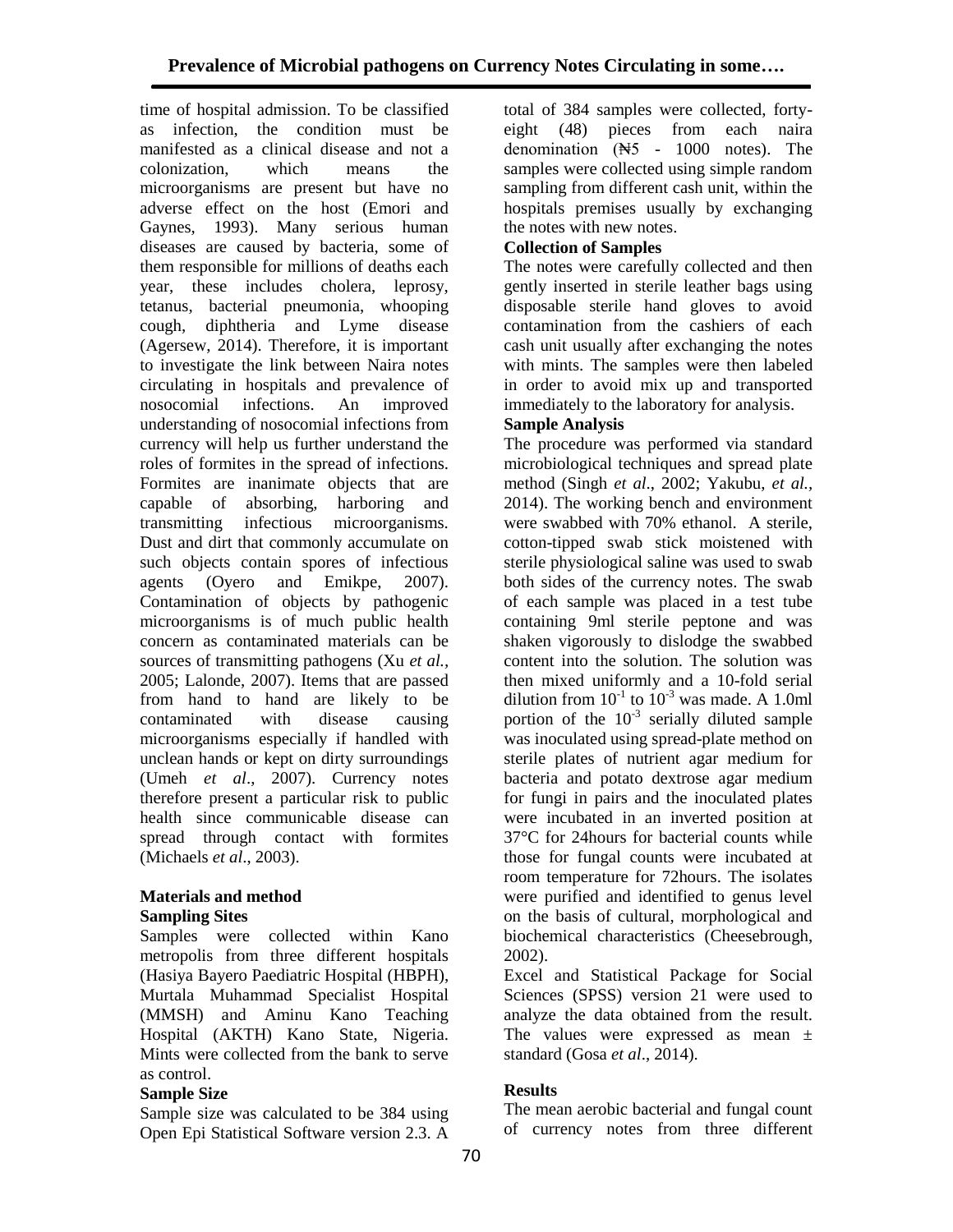time of hospital admission. To be classified as infection, the condition must be manifested as a clinical disease and not a colonization, which means the microorganisms are present but have no adverse effect on the host (Emori and Gaynes, 1993). Many serious human diseases are caused by bacteria, some of them responsible for millions of deaths each year, these includes cholera, leprosy, tetanus, bacterial pneumonia, whooping cough, diphtheria and Lyme disease (Agersew, 2014). Therefore, it is important to investigate the link between Naira notes circulating in hospitals and prevalence of nosocomial infections. An improved understanding of nosocomial infections from currency will help us further understand the roles of formites in the spread of infections. Formites are inanimate objects that are capable of absorbing, harboring and transmitting infectious microorganisms. Dust and dirt that commonly accumulate on such objects contain spores of infectious agents (Oyero and Emikpe, 2007). Contamination of objects by pathogenic microorganisms is of much public health concern as contaminated materials can be sources of transmitting pathogens (Xu *et al.,* 2005; Lalonde, 2007). Items that are passed from hand to hand are likely to be contaminated with disease causing microorganisms especially if handled with unclean hands or kept on dirty surroundings (Umeh *et al*., 2007). Currency notes therefore present a particular risk to public health since communicable disease can spread through contact with formites (Michaels *et al.,* 2003).

## Materials and method

### Sampling Sites

Samples were collected within Kano metropolis from three different hospitals (Hasiya Bayero Paediatric Hospital (HBPH), Murtala Muhammad Specialist Hospital (MMSH) and Aminu Kano Teaching Hospital (AKTH) Kano State, Nigeria. Mints were collected from the bank to serve as control.

### Sample Size

Sample size was calculated to be 384 using Open Epi Statistical Software version 2.3. A total of 384 samples were collected, forty-eight (48) pieces from each naira denomination (₦5 - 1000 notes). The samples were collected using simple random sampling from different cash unit, within the hospitals premises usually by exchanging the notes with new notes.

### Collection of Samples

The notes were carefully collected and then gently inserted in sterile leather bags using disposable sterile hand gloves to avoid contamination from the cashiers of each cash unit usually after exchanging the notes with mints. The samples were then labeled in order to avoid mix up and transported immediately to the laboratory for analysis.

### Sample Analysis

The procedure was performed via standard microbiological techniques and spread plate method (Singh *et al*., 2002; Yakubu, *et al.,* 2014). The working bench and environment were swabbed with 70% ethanol. A sterile, cotton-tipped swab stick moistened with sterile physiological saline was used to swab both sides of the currency notes. The swab of each sample was placed in a test tube containing 9ml sterile peptone and was shaken vigorously to dislodge the swabbed content into the solution. The solution was then mixed uniformly and a 10-fold serial dilution from $10^{-1}$ to $10^{-3}$ was made. A 1.0ml portion of the $10^{-3}$ serially diluted sample was inoculated using spread-plate method on sterile plates of nutrient agar medium for bacteria and potato dextrose agar medium for fungi in pairs and the inoculated plates were incubated in an inverted position at 37°C for 24hours for bacterial counts while those for fungal counts were incubated at room temperature for 72hours. The isolates were purified and identified to genus level on the basis of cultural, morphological and biochemical characteristics (Cheesebrough, 2002).

Excel and Statistical Package for Social Sciences (SPSS) version 21 were used to analyze the data obtained from the result. The values were expressed as mean ± standard (Gosa *et al*., 2014).

## Results

The mean aerobic bacterial and fungal count of currency notes from three different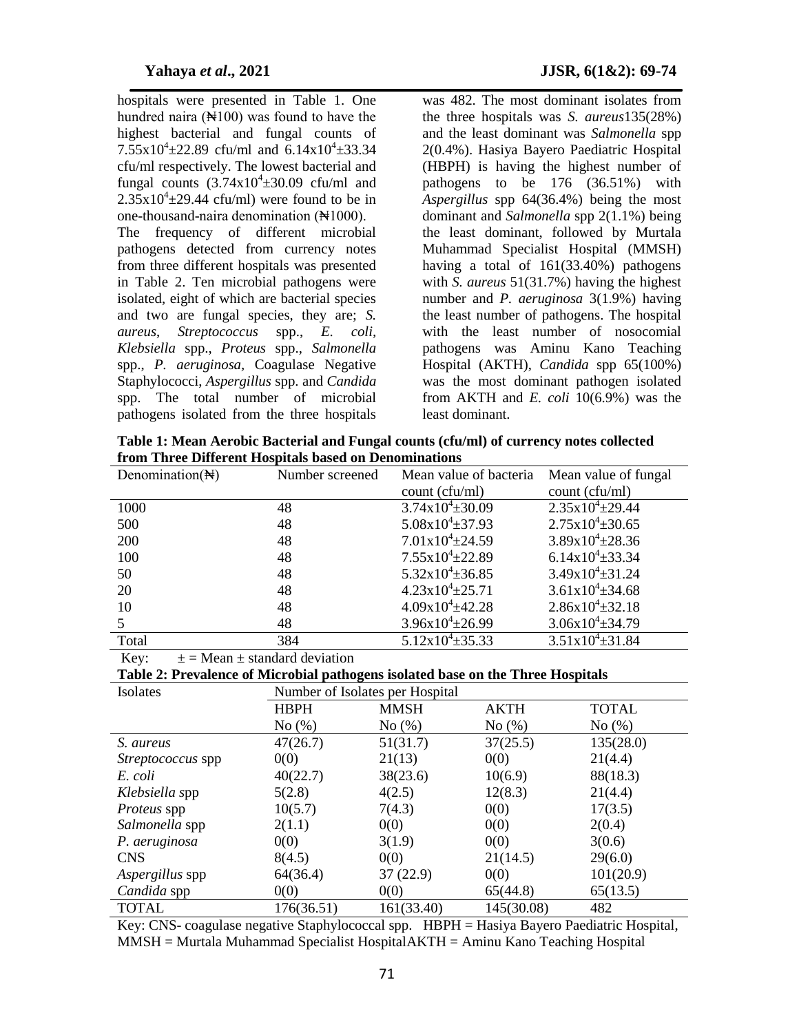hospitals were presented in Table 1. One hundred naira (₦100) was found to have the highest bacterial and fungal counts of $7.55 x 10^4 \pm 22.89$ cfu/ml and $6.14 x 10^4 \pm 33.34$ cfu/ml respectively. The lowest bacterial and fungal counts ($3.74 x 10^4 \pm 30.09$ cfu/ml and $2.35 x 10^4 \pm 29.44$ cfu/ml) were found to be in one-thousand-naira denomination (₦1000).

The frequency of different microbial pathogens detected from currency notes from three different hospitals was presented in Table 2. Ten microbial pathogens were isolated, eight of which are bacterial species and two are fungal species, they are; *S. aureus*, *Streptococcus* spp., *E. coli*, *Klebsiella* spp., *Proteus* spp., *Salmonella* spp., *P. aeruginosa*, Coagulase Negative Staphylococci, *Aspergillus* spp. and *Candida* spp. The total number of microbial pathogens isolated from the three hospitals was 482. The most dominant isolates from the three hospitals was *S. aureus*135(28%) and the least dominant was *Salmonella* spp 2(0.4%). Hasiya Bayero Paediatric Hospital (HBPH) is having the highest number of pathogens to be 176 (36.51%) with *Aspergillus* spp 64(36.4%) being the most dominant and *Salmonella* spp 2(1.1%) being the least dominant, followed by Murtala Muhammad Specialist Hospital (MMSH) having a total of 161(33.40%) pathogens with *S. aureus* 51(31.7%) having the highest number and *P. aeruginosa* 3(1.9%) having the least number of pathogens. The hospital with the least number of nosocomial pathogens was Aminu Kano Teaching Hospital (AKTH), *Candida* spp 65(100%) was the most dominant pathogen isolated from AKTH and *E. coli* 10(6.9%) was the least dominant.

**Table 1: Mean Aerobic Bacterial and Fungal counts (cfu/ml) of currency notes collected from Three Different Hospitals based on Denominations**

| Denomination(₦) | Number screened | Mean value of bacteria count (cfu/ml) | Mean value of fungal count (cfu/ml) |
|---|---|---|---|
| 1000 | 48 | $3.74 x 10^4 \pm 30.09$ | $2.35 x 10^4 \pm 29.44$ |
| 500 | 48 | $5.08 x 10^4 \pm 37.93$ | $2.75 x 10^4 \pm 30.65$ |
| 200 | 48 | $7.01 x 10^4 \pm 24.59$ | $3.89 x 10^4 \pm 28.36$ |
| 100 | 48 | $7.55 x 10^4 \pm 22.89$ | $6.14 x 10^4 \pm 33.34$ |
| 50 | 48 | $5.32 x 10^4 \pm 36.85$ | $3.49 x 10^4 \pm 31.24$ |
| 20 | 48 | $4.23 x 10^4 \pm 25.71$ | $3.61 x 10^4 \pm 34.68$ |
| 10 | 48 | $4.09 x 10^4 \pm 42.28$ | $2.86 x 10^4 \pm 32.18$ |
| 5 | 48 | $3.96 x 10^4 \pm 26.99$ | $3.06 x 10^4 \pm 34.79$ |
| Total | 384 | $5.12 x 10^4 \pm 35.33$ | $3.51 x 10^4 \pm 31.84$ |

Key: ± = Mean ± standard deviation

**Table 2: Prevalence of Microbial pathogens isolated base on the Three Hospitals**

| Isolates | Number of Isolates per Hospital | | | |
|---|---|---|---|---|
| | HBPH | MMSH | AKTH | TOTAL |
| | No (%) | No (%) | No (%) | No (%) |
| *S. aureus* | 47(26.7) | 51(31.7) | 37(25.5) | 135(28.0) |
| *Streptococcus* spp | 0(0) | 21(13) | 0(0) | 21(4.4) |
| *E. coli* | 40(22.7) | 38(23.6) | 10(6.9) | 88(18.3) |
| *Klebsiella* spp | 5(2.8) | 4(2.5) | 12(8.3) | 21(4.4) |
| *Proteus* spp | 10(5.7) | 7(4.3) | 0(0) | 17(3.5) |
| *Salmonella* spp | 2(1.1) | 0(0) | 0(0) | 2(0.4) |
| *P. aeruginosa* | 0(0) | 3(1.9) | 0(0) | 3(0.6) |
| CNS | 8(4.5) | 0(0) | 21(14.5) | 29(6.0) |
| *Aspergillus* spp | 64(36.4) | 37 (22.9) | 0(0) | 101(20.9) |
| *Candida* spp | 0(0) | 0(0) | 65(44.8) | 65(13.5) |
| TOTAL | 176(36.51) | 161(33.40) | 145(30.08) | 482 |

Key: CNS- coagulase negative Staphylococcal spp. HBPH = Hasiya Bayero Paediatric Hospital, MMSH = Murtala Muhammad Specialist HospitalAKTH = Aminu Kano Teaching Hospital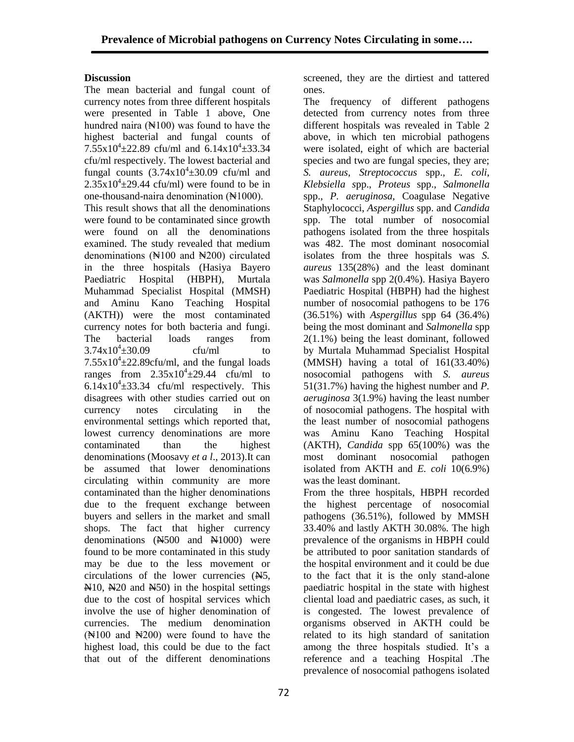## Discussion

The mean bacterial and fungal count of currency notes from three different hospitals were presented in Table 1 above, One hundred naira (₦100) was found to have the highest bacterial and fungal counts of $7.55 \times 10^4 \pm 22.89$ cfu/ml and $6.14 \times 10^4 \pm 33.34$ cfu/ml respectively. The lowest bacterial and fungal counts ($3.74 \times 10^4 \pm 30.09$ cfu/ml and $2.35 \times 10^4 \pm 29.44$ cfu/ml) were found to be in one-thousand-naira denomination (₦1000).

This result shows that all the denominations were found to be contaminated since growth were found on all the denominations examined. The study revealed that medium denominations (₦100 and ₦200) circulated in the three hospitals (Hasiya Bayero Paediatric Hospital (HBPH), Murtala Muhammad Specialist Hospital (MMSH) and Aminu Kano Teaching Hospital (AKTH)) were the most contaminated currency notes for both bacteria and fungi. The bacterial loads ranges from $3.74 \times 10^4 \pm 30.09$ cfu/ml to $7.55 \times 10^4 \pm 22.89$cfu/ml, and the fungal loads ranges from $2.35 \times 10^4 \pm 29.44$ cfu/ml to $6.14 \times 10^4 \pm 33.34$ cfu/ml respectively. This disagrees with other studies carried out on currency notes circulating in the environmental settings which reported that, lowest currency denominations are more contaminated than the highest denominations (Moosavy *et a l*., 2013).It can be assumed that lower denominations circulating within community are more contaminated than the higher denominations due to the frequent exchange between buyers and sellers in the market and small shops. The fact that higher currency denominations (₦500 and ₦1000) were found to be more contaminated in this study may be due to the less movement or circulations of the lower currencies (₦5, ₦10, ₦20 and ₦50) in the hospital settings due to the cost of hospital services which involve the use of higher denomination of currencies. The medium denomination (₦100 and ₦200) were found to have the highest load, this could be due to the fact that out of the different denominations screened, they are the dirtiest and tattered ones.

The frequency of different pathogens detected from currency notes from three different hospitals was revealed in Table 2 above, in which ten microbial pathogens were isolated, eight of which are bacterial species and two are fungal species, they are; *S. aureus*, *Streptococcus* spp., *E. coli, Klebsiella s*pp., *Proteus* spp., *Salmonella* spp., *P. aeruginosa,* Coagulase Negative Staphylococci, *Aspergillus* spp. and *Candida* spp. The total number of nosocomial pathogens isolated from the three hospitals was 482. The most dominant nosocomial isolates from the three hospitals was *S. aureus* 135(28%) and the least dominant was *Salmonella* spp 2(0.4%). Hasiya Bayero Paediatric Hospital (HBPH) had the highest number of nosocomial pathogens to be 176 (36.51%) with *Aspergillus* spp 64 (36.4%) being the most dominant and *Salmonella* spp 2(1.1%) being the least dominant, followed by Murtala Muhammad Specialist Hospital (MMSH) having a total of 161(33.40%) nosocomial pathogens with *S. aureus* 51(31.7%) having the highest number and *P. aeruginosa* 3(1.9%) having the least number of nosocomial pathogens. The hospital with the least number of nosocomial pathogens was Aminu Kano Teaching Hospital (AKTH), *Candida* spp 65(100%) was the most dominant nosocomial pathogen isolated from AKTH and *E. coli* 10(6.9%) was the least dominant.

From the three hospitals, HBPH recorded the highest percentage of nosocomial pathogens (36.51%), followed by MMSH 33.40% and lastly AKTH 30.08%. The high prevalence of the organisms in HBPH could be attributed to poor sanitation standards of the hospital environment and it could be due to the fact that it is the only stand-alone paediatric hospital in the state with highest cliental load and paediatric cases, as such, it is congested. The lowest prevalence of organisms observed in AKTH could be related to its high standard of sanitation among the three hospitals studied. It's a reference and a teaching Hospital .The prevalence of nosocomial pathogens isolated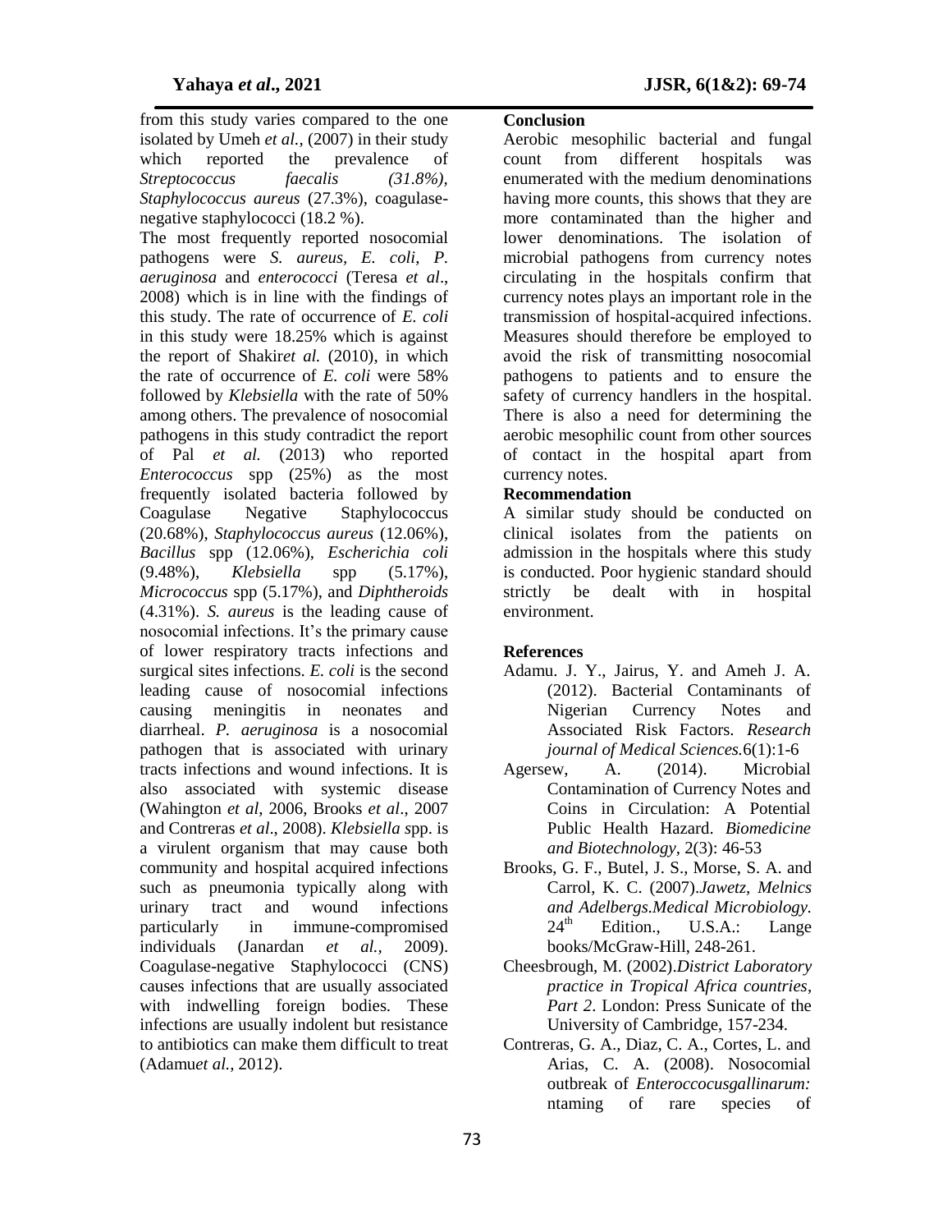from this study varies compared to the one isolated by Umeh *et al.,* (2007) in their study which reported the prevalence of *Streptococcus faecalis (31.8%), Staphylococcus aureus* (27.3%), coagulase-negative staphylococci (18.2 %).

The most frequently reported nosocomial pathogens were *S. aureus*, *E. coli*, *P. aeruginosa* and *enterococci* (Teresa *et al*., 2008) which is in line with the findings of this study. The rate of occurrence of *E. coli* in this study were 18.25% which is against the report of Shakir*et al.* (2010), in which the rate of occurrence of *E. coli* were 58% followed by *Klebsiella* with the rate of 50% among others. The prevalence of nosocomial pathogens in this study contradict the report of Pal *et al.* (2013) who reported *Enterococcus* spp (25%) as the most frequently isolated bacteria followed by Coagulase Negative Staphylococcus (20.68%), *Staphylococcus aureus* (12.06%), *Bacillus* spp (12.06%), *Escherichia coli* (9.48%), *Klebsiella* spp (5.17%), *Micrococcus* spp (5.17%), and *Diphtheroids* (4.31%). *S. aureus* is the leading cause of nosocomial infections. It's the primary cause of lower respiratory tracts infections and surgical sites infections. *E. coli* is the second leading cause of nosocomial infections causing meningitis in neonates and diarrheal. *P. aeruginosa* is a nosocomial pathogen that is associated with urinary tracts infections and wound infections. It is also associated with systemic disease (Wahington *et al*, 2006, Brooks *et al*., 2007 and Contreras *et al*., 2008). *Klebsiella s*pp. is a virulent organism that may cause both community and hospital acquired infections such as pneumonia typically along with urinary tract and wound infections particularly in immune-compromised individuals (Janardan *et al.,* 2009). Coagulase-negative Staphylococci (CNS) causes infections that are usually associated with indwelling foreign bodies. These infections are usually indolent but resistance to antibiotics can make them difficult to treat (Adamu*et al.,* 2012).

## Conclusion

Aerobic mesophilic bacterial and fungal count from different hospitals was enumerated with the medium denominations having more counts, this shows that they are more contaminated than the higher and lower denominations. The isolation of microbial pathogens from currency notes circulating in the hospitals confirm that currency notes plays an important role in the transmission of hospital-acquired infections. Measures should therefore be employed to avoid the risk of transmitting nosocomial pathogens to patients and to ensure the safety of currency handlers in the hospital. There is also a need for determining the aerobic mesophilic count from other sources of contact in the hospital apart from currency notes.

## Recommendation

A similar study should be conducted on clinical isolates from the patients on admission in the hospitals where this study is conducted. Poor hygienic standard should strictly be dealt with in hospital environment.

## References

Adamu. J. Y., Jairus, Y. and Ameh J. A. (2012). Bacterial Contaminants of Nigerian Currency Notes and Associated Risk Factors. *Research journal of Medical Sciences.*6(1):1-6

Agersew, A. (2014). Microbial Contamination of Currency Notes and Coins in Circulation: A Potential Public Health Hazard. *Biomedicine and Biotechnology*, 2(3): 46-53

Brooks, G. F., Butel, J. S., Morse, S. A. and Carrol, K. C. (2007).*Jawetz, Melnics and Adelbergs.Medical Microbiology.* 24th Edition., U.S.A.: Lange books/McGraw-Hill, 248-261.

Cheesbrough, M. (2002).*District Laboratory practice in Tropical Africa countries*, *Part 2*. London: Press Sunicate of the University of Cambridge, 157-234.

Contreras, G. A., Diaz, C. A., Cortes, L. and Arias, C. A. (2008). Nosocomial outbreak of *Enteroccocusgallinarum:* ntaming of rare species of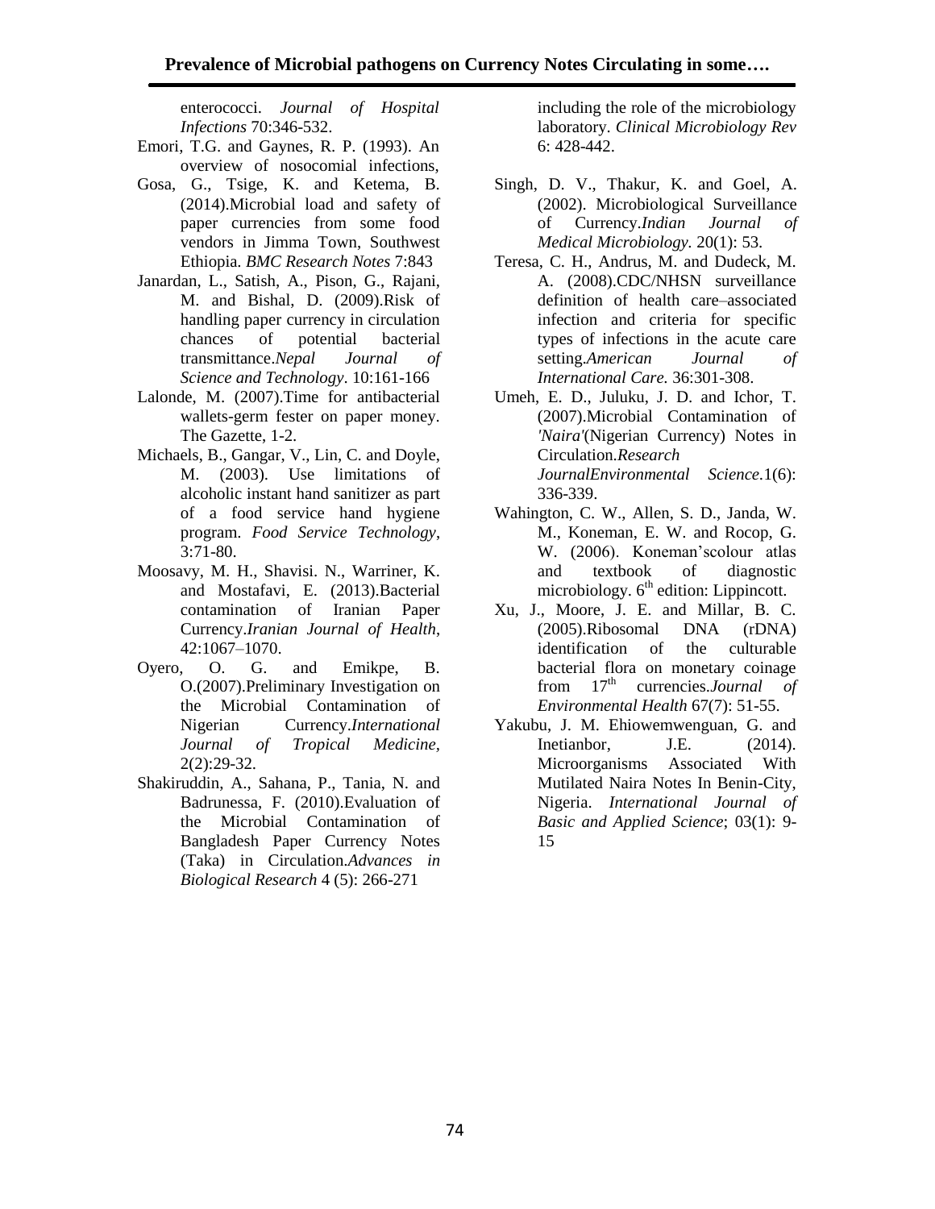enterococci. *Journal of Hospital Infections* 70:346-532.

Emori, T.G. and Gaynes, R. P. (1993). An overview of nosocomial infections, including the role of the microbiology laboratory. *Clinical Microbiology Rev* 6: 428-442.

Gosa, G., Tsige, K. and Ketema, B. (2014).Microbial load and safety of paper currencies from some food vendors in Jimma Town, Southwest Ethiopia. *BMC Research Notes* 7:843

Janardan, L., Satish, A., Pison, G., Rajani, M. and Bishal, D. (2009).Risk of handling paper currency in circulation chances of potential bacterial transmittance.*Nepal Journal of Science and Technology*. 10:161-166

Lalonde, M. (2007).Time for antibacterial wallets-germ fester on paper money. The Gazette, 1-2.

Michaels, B., Gangar, V., Lin, C. and Doyle, M. (2003). Use limitations of alcoholic instant hand sanitizer as part of a food service hand hygiene program. *Food Service Technology*, 3:71-80.

Moosavy, M. H., Shavisi. N., Warriner, K. and Mostafavi, E. (2013).Bacterial contamination of Iranian Paper Currency.*Iranian Journal of Health*, 42:1067–1070.

Oyero, O. G. and Emikpe, B. O.(2007).Preliminary Investigation on the Microbial Contamination of Nigerian Currency.*International Journal of Tropical Medicine,* 2(2):29-32.

Shakiruddin, A., Sahana, P., Tania, N. and Badrunessa, F. (2010).Evaluation of the Microbial Contamination of Bangladesh Paper Currency Notes (Taka) in Circulation.*Advances in Biological Research* 4 (5): 266-271

Singh, D. V., Thakur, K. and Goel, A. (2002). Microbiological Surveillance of Currency.*Indian Journal of Medical Microbiology.* 20(1): 53.

Teresa, C. H., Andrus, M. and Dudeck, M. A. (2008).CDC/NHSN surveillance definition of health care–associated infection and criteria for specific types of infections in the acute care setting.*American Journal of International Care.* 36:301-308.

Umeh, E. D., Juluku, J. D. and Ichor, T. (2007).Microbial Contamination of *'Naira'*(Nigerian Currency) Notes in Circulation.*Research JournalEnvironmental Science.*1(6): 336-339.

Wahington, C. W., Allen, S. D., Janda, W. M., Koneman, E. W. and Rocop, G. W. (2006). Koneman'scolour atlas and textbook of diagnostic microbiology. 6th edition: Lippincott.

Xu, J., Moore, J. E. and Millar, B. C. (2005).Ribosomal DNA (rDNA) identification of the culturable bacterial flora on monetary coinage from 17th currencies.*Journal of Environmental Health* 67(7): 51-55.

Yakubu, J. M. Ehiowemwenguan, G. and Inetianbor, J.E. (2014). Microorganisms Associated With Mutilated Naira Notes In Benin-City, Nigeria. *International Journal of Basic and Applied Science*; 03(1): 9-15